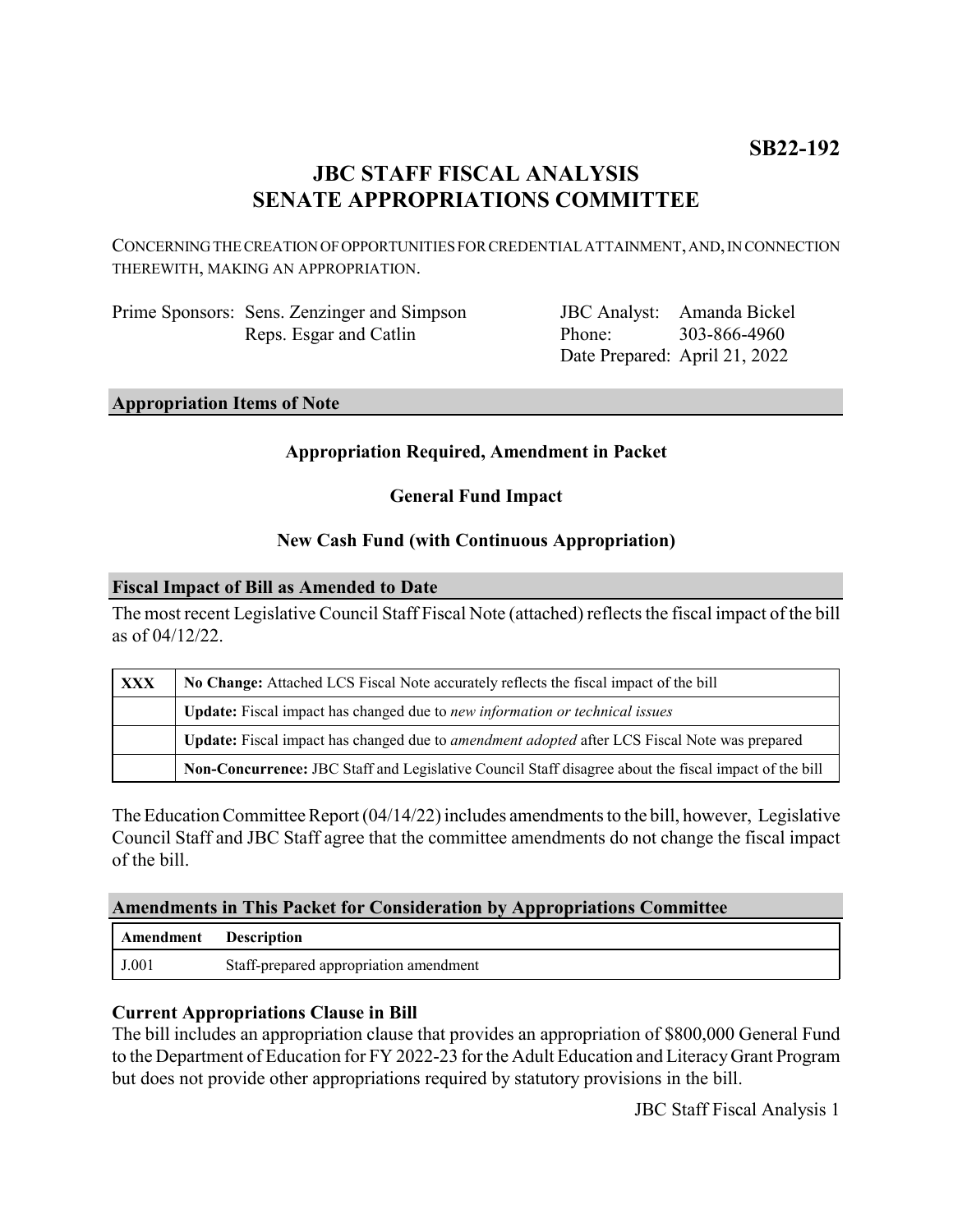**SB22-192**

# JBC STAFF FISCAL ANALYSIS
# SENATE APPROPRIATIONS COMMITTEE

CONCERNING THE CREATION OF OPPORTUNITIES FOR CREDENTIAL ATTAINMENT, AND, IN CONNECTION THEREWITH, MAKING AN APPROPRIATION.

Prime Sponsors: Sens. Zenzinger and Simpson
Reps. Esgar and Catlin

JBC Analyst: Amanda Bickel
Phone: 303-866-4960
Date Prepared: April 21, 2022

## Appropriation Items of Note

**Appropriation Required, Amendment in Packet**

**General Fund Impact**

**New Cash Fund (with Continuous Appropriation)**

## Fiscal Impact of Bill as Amended to Date

The most recent Legislative Council Staff Fiscal Note (attached) reflects the fiscal impact of the bill as of 04/12/22.

| | |
|---|---|
| **XXX** | **No Change:** Attached LCS Fiscal Note accurately reflects the fiscal impact of the bill |
| | **Update:** Fiscal impact has changed due to *new information or technical issues* |
| | **Update:** Fiscal impact has changed due to *amendment adopted* after LCS Fiscal Note was prepared |
| | **Non-Concurrence:** JBC Staff and Legislative Council Staff disagree about the fiscal impact of the bill |

The Education Committee Report (04/14/22) includes amendments to the bill, however, Legislative Council Staff and JBC Staff agree that the committee amendments do not change the fiscal impact of the bill.

## Amendments in This Packet for Consideration by Appropriations Committee

| Amendment | Description |
|---|---|
| J.001 | Staff-prepared appropriation amendment |

### Current Appropriations Clause in Bill

The bill includes an appropriation clause that provides an appropriation of $800,000 General Fund to the Department of Education for FY 2022-23 for the Adult Education and Literacy Grant Program but does not provide other appropriations required by statutory provisions in the bill.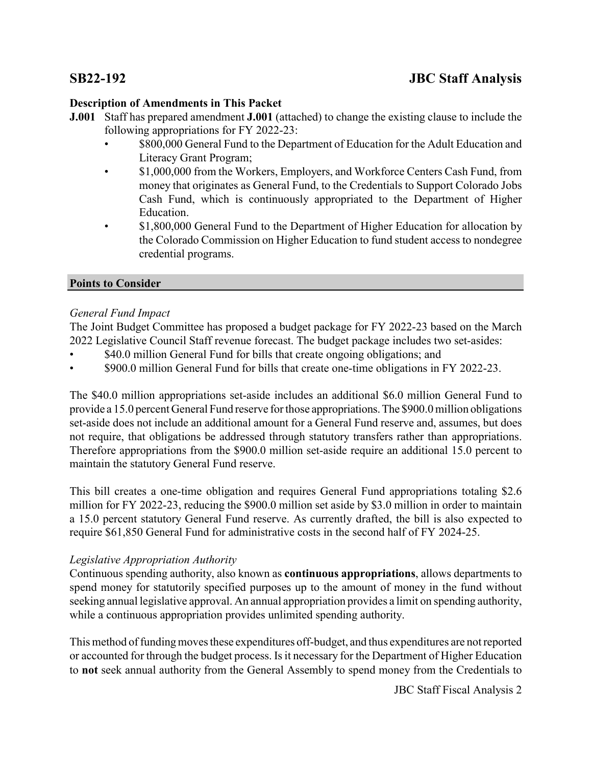## SB22-192 JBC Staff Analysis

**Description of Amendments in This Packet**

**J.001** Staff has prepared amendment **J.001** (attached) to change the existing clause to include the following appropriations for FY 2022-23:

- $800,000 General Fund to the Department of Education for the Adult Education and Literacy Grant Program;
- $1,000,000 from the Workers, Employers, and Workforce Centers Cash Fund, from money that originates as General Fund, to the Credentials to Support Colorado Jobs Cash Fund, which is continuously appropriated to the Department of Higher Education.
- $1,800,000 General Fund to the Department of Higher Education for allocation by the Colorado Commission on Higher Education to fund student access to nondegree credential programs.

### Points to Consider

*General Fund Impact*

The Joint Budget Committee has proposed a budget package for FY 2022-23 based on the March 2022 Legislative Council Staff revenue forecast. The budget package includes two set-asides:

- $40.0 million General Fund for bills that create ongoing obligations; and
- $900.0 million General Fund for bills that create one-time obligations in FY 2022-23.

The $40.0 million appropriations set-aside includes an additional $6.0 million General Fund to provide a 15.0 percent General Fund reserve for those appropriations. The $900.0 million obligations set-aside does not include an additional amount for a General Fund reserve and, assumes, but does not require, that obligations be addressed through statutory transfers rather than appropriations. Therefore appropriations from the $900.0 million set-aside require an additional 15.0 percent to maintain the statutory General Fund reserve.

This bill creates a one-time obligation and requires General Fund appropriations totaling $2.6 million for FY 2022-23, reducing the $900.0 million set aside by $3.0 million in order to maintain a 15.0 percent statutory General Fund reserve. As currently drafted, the bill is also expected to require $61,850 General Fund for administrative costs in the second half of FY 2024-25.

*Legislative Appropriation Authority*

Continuous spending authority, also known as **continuous appropriations**, allows departments to spend money for statutorily specified purposes up to the amount of money in the fund without seeking annual legislative approval. An annual appropriation provides a limit on spending authority, while a continuous appropriation provides unlimited spending authority.

This method of funding moves these expenditures off-budget, and thus expenditures are not reported or accounted for through the budget process. Is it necessary for the Department of Higher Education to **not** seek annual authority from the General Assembly to spend money from the Credentials to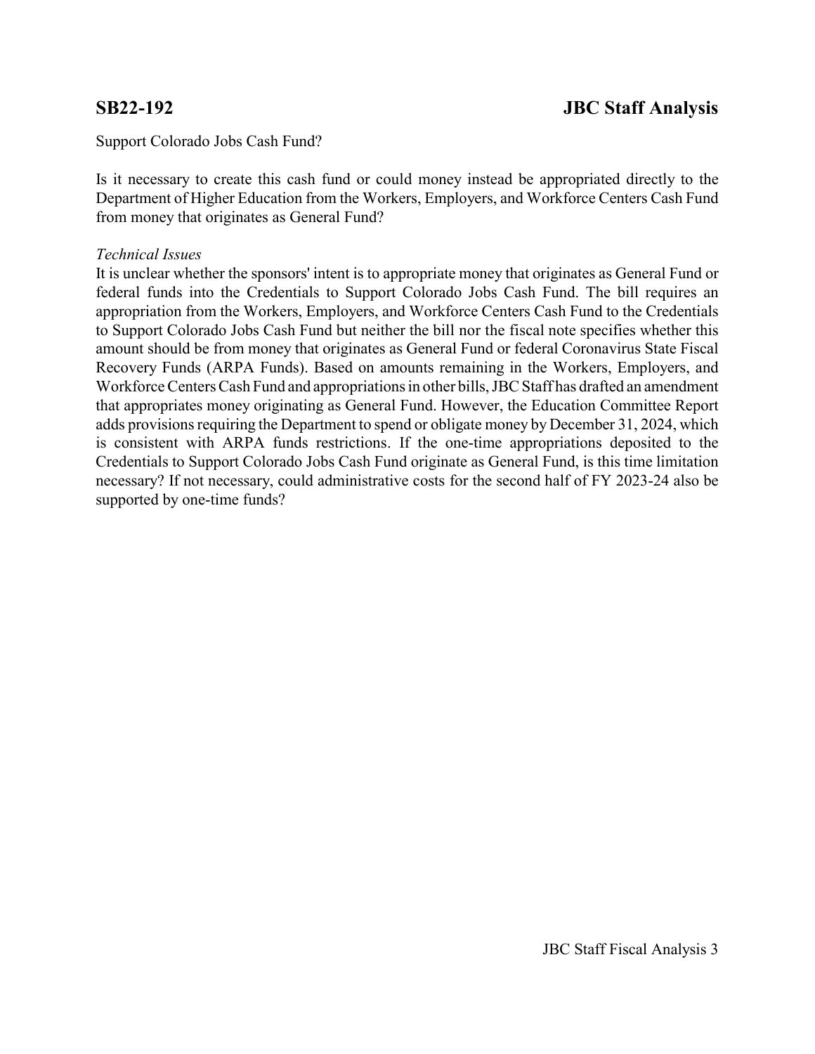Support Colorado Jobs Cash Fund?

Is it necessary to create this cash fund or could money instead be appropriated directly to the Department of Higher Education from the Workers, Employers, and Workforce Centers Cash Fund from money that originates as General Fund?

*Technical Issues*

It is unclear whether the sponsors' intent is to appropriate money that originates as General Fund or federal funds into the Credentials to Support Colorado Jobs Cash Fund. The bill requires an appropriation from the Workers, Employers, and Workforce Centers Cash Fund to the Credentials to Support Colorado Jobs Cash Fund but neither the bill nor the fiscal note specifies whether this amount should be from money that originates as General Fund or federal Coronavirus State Fiscal Recovery Funds (ARPA Funds). Based on amounts remaining in the Workers, Employers, and Workforce Centers Cash Fund and appropriations in other bills, JBC Staff has drafted an amendment that appropriates money originating as General Fund. However, the Education Committee Report adds provisions requiring the Department to spend or obligate money by December 31, 2024, which is consistent with ARPA funds restrictions. If the one-time appropriations deposited to the Credentials to Support Colorado Jobs Cash Fund originate as General Fund, is this time limitation necessary? If not necessary, could administrative costs for the second half of FY 2023-24 also be supported by one-time funds?